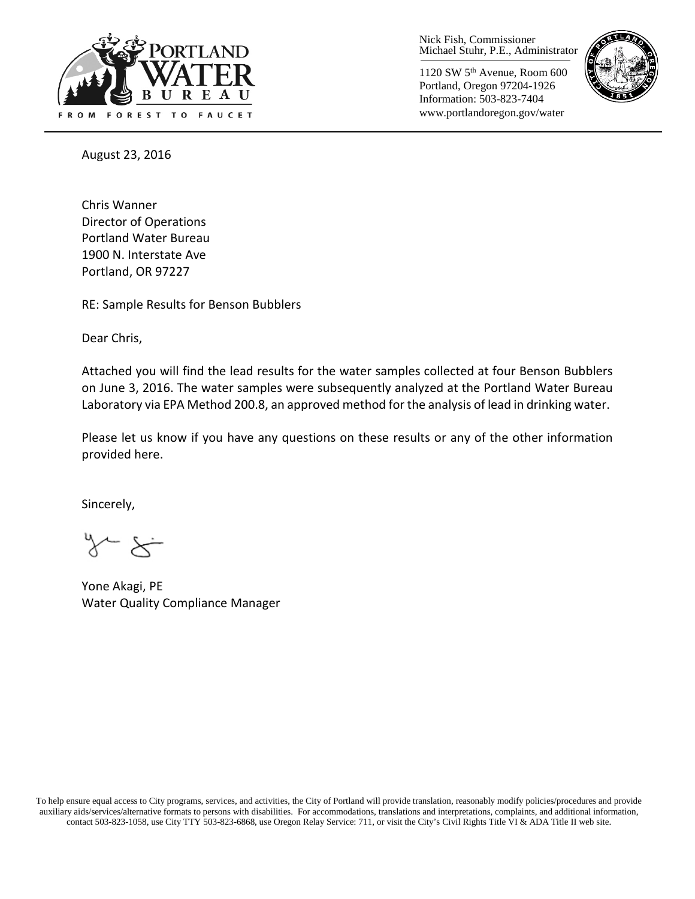Nick Fish, Commissioner
Michael Stuhr, P.E., Administrator

1120 SW 5th Avenue, Room 600
Portland, Oregon 97204-1926
Information: 503-823-7404
www.portlandoregon.gov/water

PORTLAND WATER BUREAU
FROM FOREST TO FAUCET

August 23, 2016

Chris Wanner
Director of Operations
Portland Water Bureau
1900 N. Interstate Ave
Portland, OR 97227

RE: Sample Results for Benson Bubblers

Dear Chris,

Attached you will find the lead results for the water samples collected at four Benson Bubblers on June 3, 2016. The water samples were subsequently analyzed at the Portland Water Bureau Laboratory via EPA Method 200.8, an approved method for the analysis of lead in drinking water.

Please let us know if you have any questions on these results or any of the other information provided here.

Sincerely,

Yone Akagi, PE
Water Quality Compliance Manager

To help ensure equal access to City programs, services, and activities, the City of Portland will provide translation, reasonably modify policies/procedures and provide auxiliary aids/services/alternative formats to persons with disabilities. For accommodations, translations and interpretations, complaints, and additional information, contact 503-823-1058, use City TTY 503-823-6868, use Oregon Relay Service: 711, or visit the City's Civil Rights Title VI & ADA Title II web site.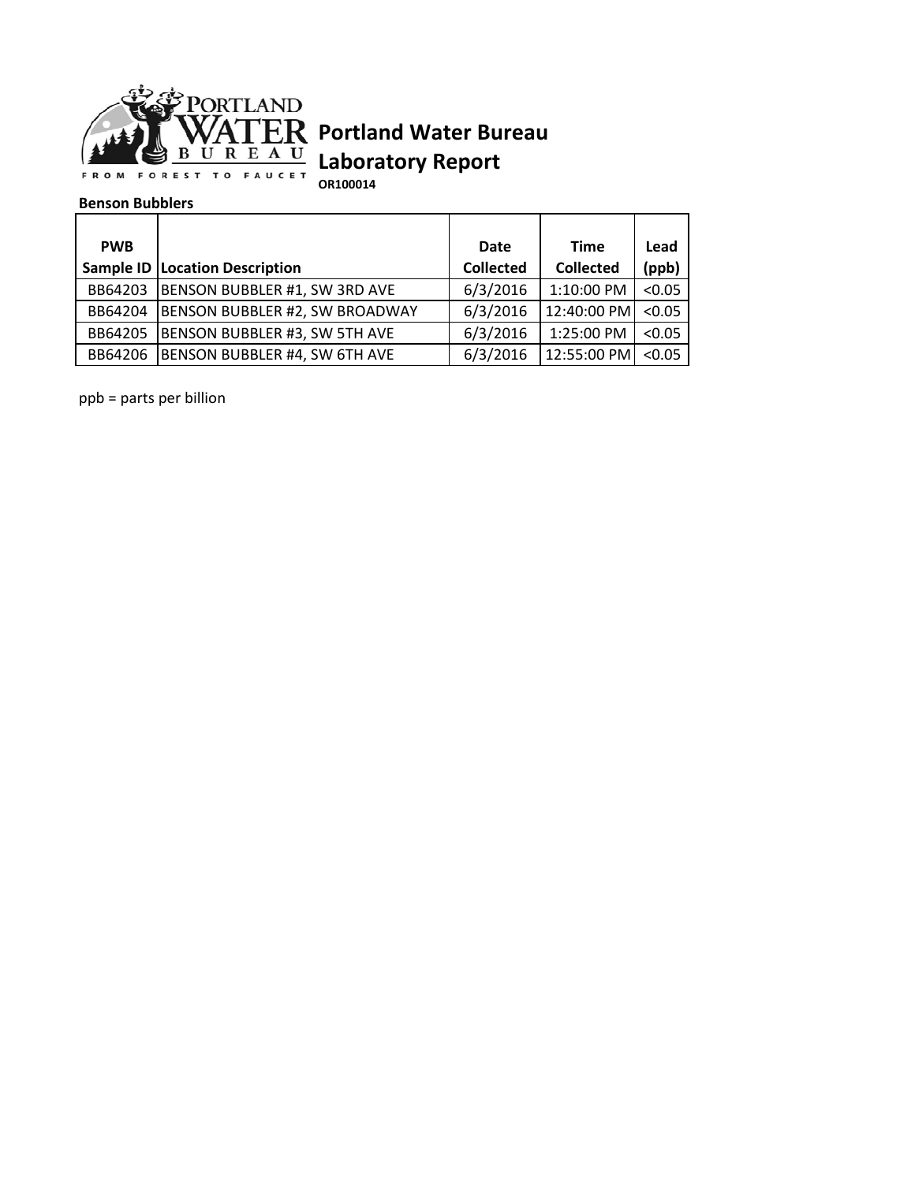# Portland Water Bureau Laboratory Report

**OR100014**

**Benson Bubblers**

| PWB Sample ID | Location Description | Date Collected | Time Collected | Lead (ppb) |
|---|---|---|---|---|
| BB64203 | BENSON BUBBLER #1, SW 3RD AVE | 6/3/2016 | 1:10:00 PM | <0.05 |
| BB64204 | BENSON BUBBLER #2, SW BROADWAY | 6/3/2016 | 12:40:00 PM | <0.05 |
| BB64205 | BENSON BUBBLER #3, SW 5TH AVE | 6/3/2016 | 1:25:00 PM | <0.05 |
| BB64206 | BENSON BUBBLER #4, SW 6TH AVE | 6/3/2016 | 12:55:00 PM | <0.05 |

ppb = parts per billion